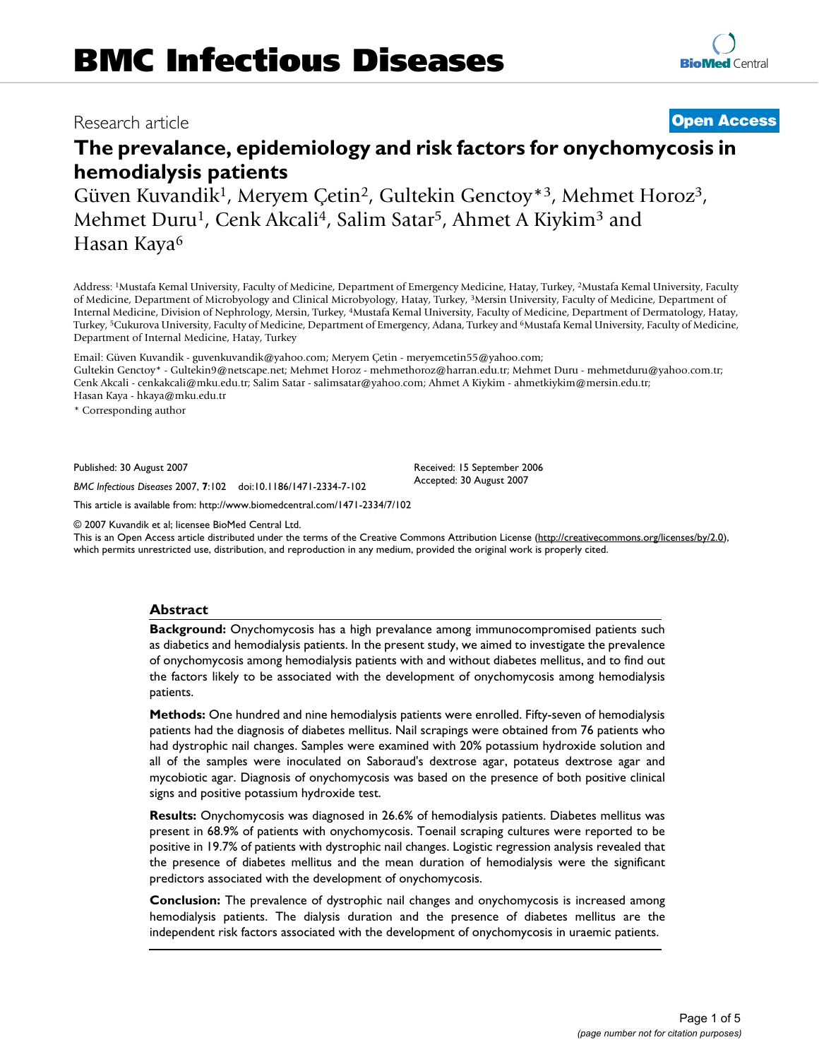BMC Infectious Diseases

Research article

**Open Access**

# The prevalance, epidemiology and risk factors for onychomycosis in hemodialysis patients

Güven Kuvandik[1], Meryem Çetin[2], Gultekin Genctoy*[3], Mehmet Horoz[3], Mehmet Duru[1], Cenk Akcali[4], Salim Satar[5], Ahmet A Kiykim[3] and Hasan Kaya[6]

Address: [1]Mustafa Kemal University, Faculty of Medicine, Department of Emergency Medicine, Hatay, Turkey, [2]Mustafa Kemal University, Faculty of Medicine, Department of Microbyology and Clinical Microbyology, Hatay, Turkey, [3]Mersin University, Faculty of Medicine, Department of Internal Medicine, Division of Nephrology, Mersin, Turkey, [4]Mustafa Kemal University, Faculty of Medicine, Department of Dermatology, Hatay, Turkey, [5]Cukurova University, Faculty of Medicine, Department of Emergency, Adana, Turkey and [6]Mustafa Kemal University, Faculty of Medicine, Department of Internal Medicine, Hatay, Turkey

Email: Güven Kuvandik - guvenkuvandik@yahoo.com; Meryem Çetin - meryemcetin55@yahoo.com; Gultekin Genctoy* - Gultekin9@netscape.net; Mehmet Horoz - mehmethoroz@harran.edu.tr; Mehmet Duru - mehmetduru@yahoo.com.tr; Cenk Akcali - cenkakcali@mku.edu.tr; Salim Satar - salimsatar@yahoo.com; Ahmet A Kiykim - ahmetkiykim@mersin.edu.tr; Hasan Kaya - hkaya@mku.edu.tr

* Corresponding author

Published: 30 August 2007

*BMC Infectious Diseases* 2007, **7**:102 doi:10.1186/1471-2334-7-102

Received: 15 September 2006
Accepted: 30 August 2007

This article is available from: http://www.biomedcentral.com/1471-2334/7/102

© 2007 Kuvandik et al; licensee BioMed Central Ltd.
This is an Open Access article distributed under the terms of the Creative Commons Attribution License (http://creativecommons.org/licenses/by/2.0), which permits unrestricted use, distribution, and reproduction in any medium, provided the original work is properly cited.

## Abstract

**Background:** Onychomycosis has a high prevalance among immunocompromised patients such as diabetics and hemodialysis patients. In the present study, we aimed to investigate the prevalence of onychomycosis among hemodialysis patients with and without diabetes mellitus, and to find out the factors likely to be associated with the development of onychomycosis among hemodialysis patients.

**Methods:** One hundred and nine hemodialysis patients were enrolled. Fifty-seven of hemodialysis patients had the diagnosis of diabetes mellitus. Nail scrapings were obtained from 76 patients who had dystrophic nail changes. Samples were examined with 20% potassium hydroxide solution and all of the samples were inoculated on Saboraud's dextrose agar, potateus dextrose agar and mycobiotic agar. Diagnosis of onychomycosis was based on the presence of both positive clinical signs and positive potassium hydroxide test.

**Results:** Onychomycosis was diagnosed in 26.6% of hemodialysis patients. Diabetes mellitus was present in 68.9% of patients with onychomycosis. Toenail scraping cultures were reported to be positive in 19.7% of patients with dystrophic nail changes. Logistic regression analysis revealed that the presence of diabetes mellitus and the mean duration of hemodialysis were the significant predictors associated with the development of onychomycosis.

**Conclusion:** The prevalence of dystrophic nail changes and onychomycosis is increased among hemodialysis patients. The dialysis duration and the presence of diabetes mellitus are the independent risk factors associated with the development of onychomycosis in uraemic patients.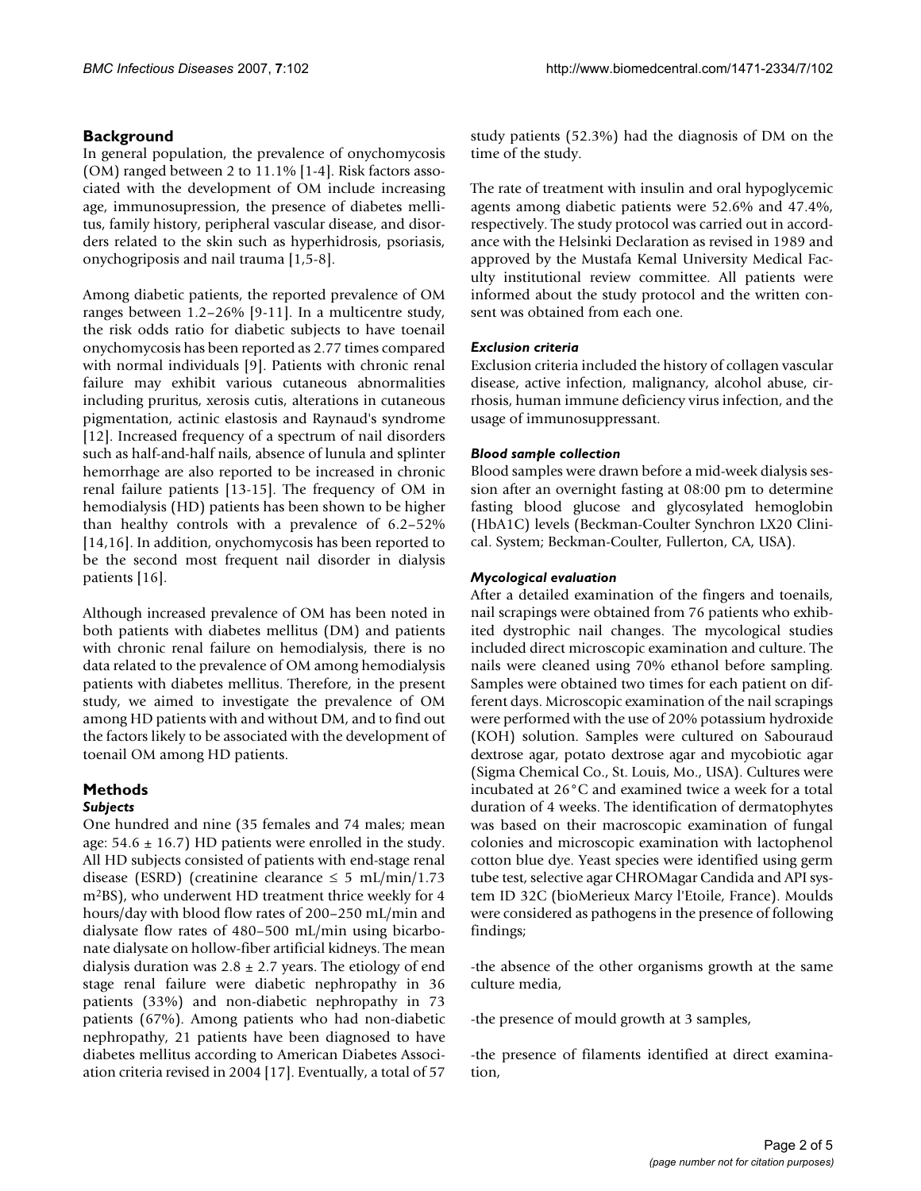## Background

In general population, the prevalence of onychomycosis (OM) ranged between 2 to 11.1% [1-4]. Risk factors associated with the development of OM include increasing age, immunosupression, the presence of diabetes mellitus, family history, peripheral vascular disease, and disorders related to the skin such as hyperhidrosis, psoriasis, onychogriposis and nail trauma [1,5-8].

Among diabetic patients, the reported prevalence of OM ranges between 1.2–26% [9-11]. In a multicentre study, the risk odds ratio for diabetic subjects to have toenail onychomycosis has been reported as 2.77 times compared with normal individuals [9]. Patients with chronic renal failure may exhibit various cutaneous abnormalities including pruritus, xerosis cutis, alterations in cutaneous pigmentation, actinic elastosis and Raynaud's syndrome [12]. Increased frequency of a spectrum of nail disorders such as half-and-half nails, absence of lunula and splinter hemorrhage are also reported to be increased in chronic renal failure patients [13-15]. The frequency of OM in hemodialysis (HD) patients has been shown to be higher than healthy controls with a prevalence of 6.2–52% [14,16]. In addition, onychomycosis has been reported to be the second most frequent nail disorder in dialysis patients [16].

Although increased prevalence of OM has been noted in both patients with diabetes mellitus (DM) and patients with chronic renal failure on hemodialysis, there is no data related to the prevalence of OM among hemodialysis patients with diabetes mellitus. Therefore, in the present study, we aimed to investigate the prevalence of OM among HD patients with and without DM, and to find out the factors likely to be associated with the development of toenail OM among HD patients.

## Methods

### *Subjects*

One hundred and nine (35 females and 74 males; mean age: $54.6 \pm 16.7$) HD patients were enrolled in the study. All HD subjects consisted of patients with end-stage renal disease (ESRD) (creatinine clearance $\leq 5$ mL/min/1.73 $m^2$BS), who underwent HD treatment thrice weekly for 4 hours/day with blood flow rates of 200–250 mL/min and dialysate flow rates of 480–500 mL/min using bicarbonate dialysate on hollow-fiber artificial kidneys. The mean dialysis duration was $2.8 \pm 2.7$ years. The etiology of end stage renal failure were diabetic nephropathy in 36 patients (33%) and non-diabetic nephropathy in 73 patients (67%). Among patients who had non-diabetic nephropathy, 21 patients have been diagnosed to have diabetes mellitus according to American Diabetes Association criteria revised in 2004 [17]. Eventually, a total of 57 study patients (52.3%) had the diagnosis of DM on the time of the study.

The rate of treatment with insulin and oral hypoglycemic agents among diabetic patients were 52.6% and 47.4%, respectively. The study protocol was carried out in accordance with the Helsinki Declaration as revised in 1989 and approved by the Mustafa Kemal University Medical Faculty institutional review committee. All patients were informed about the study protocol and the written consent was obtained from each one.

### *Exclusion criteria*

Exclusion criteria included the history of collagen vascular disease, active infection, malignancy, alcohol abuse, cirrhosis, human immune deficiency virus infection, and the usage of immunosuppressant.

### *Blood sample collection*

Blood samples were drawn before a mid-week dialysis session after an overnight fasting at 08:00 pm to determine fasting blood glucose and glycosylated hemoglobin (HbA1C) levels (Beckman-Coulter Synchron LX20 Clinical. System; Beckman-Coulter, Fullerton, CA, USA).

### *Mycological evaluation*

After a detailed examination of the fingers and toenails, nail scrapings were obtained from 76 patients who exhibited dystrophic nail changes. The mycological studies included direct microscopic examination and culture. The nails were cleaned using 70% ethanol before sampling. Samples were obtained two times for each patient on different days. Microscopic examination of the nail scrapings were performed with the use of 20% potassium hydroxide (KOH) solution. Samples were cultured on Sabouraud dextrose agar, potato dextrose agar and mycobiotic agar (Sigma Chemical Co., St. Louis, Mo., USA). Cultures were incubated at 26°C and examined twice a week for a total duration of 4 weeks. The identification of dermatophytes was based on their macroscopic examination of fungal colonies and microscopic examination with lactophenol cotton blue dye. Yeast species were identified using germ tube test, selective agar CHROMagar Candida and API system ID 32C (bioMerieux Marcy l'Etoile, France). Moulds were considered as pathogens in the presence of following findings;

-the absence of the other organisms growth at the same culture media,

-the presence of mould growth at 3 samples,

-the presence of filaments identified at direct examination,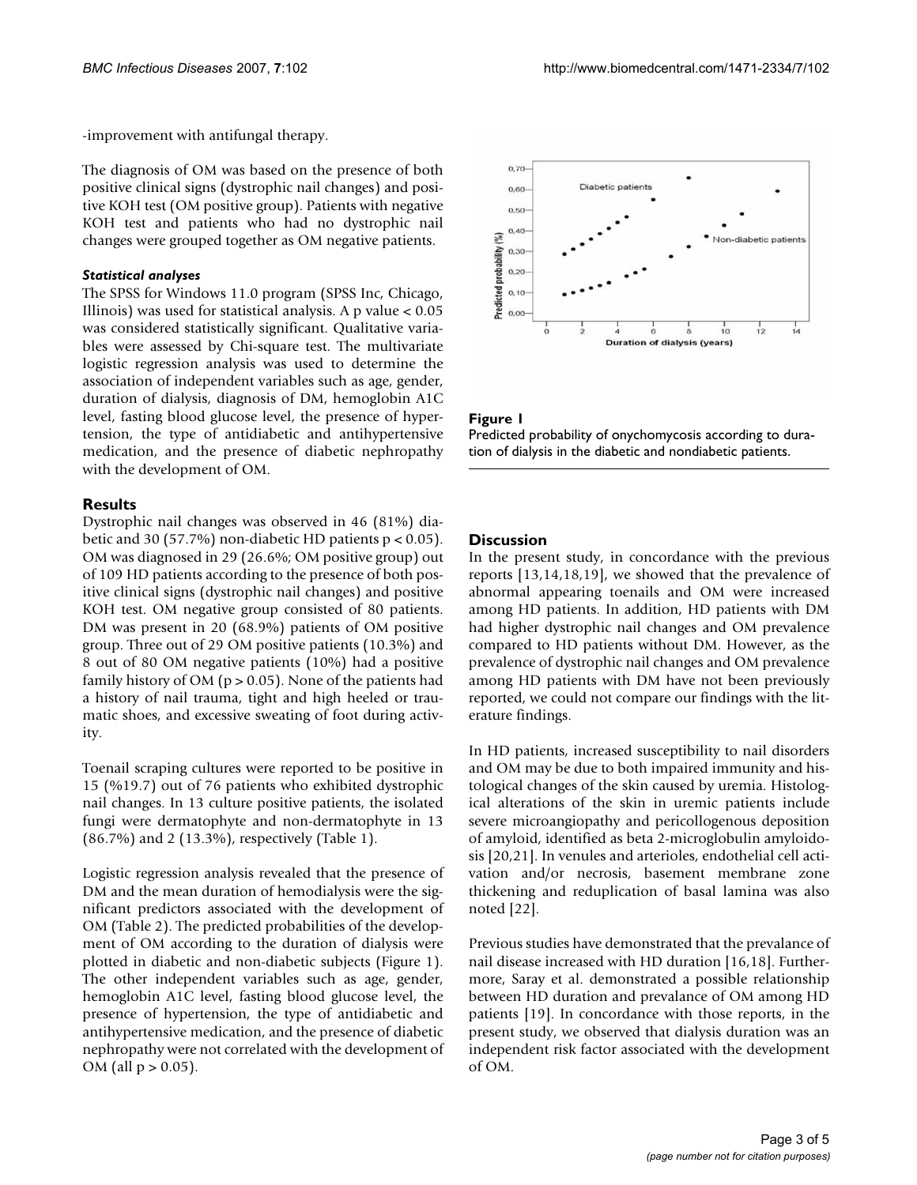-improvement with antifungal therapy.

The diagnosis of OM was based on the presence of both positive clinical signs (dystrophic nail changes) and positive KOH test (OM positive group). Patients with negative KOH test and patients who had no dystrophic nail changes were grouped together as OM negative patients.

### *Statistical analyses*

The SPSS for Windows 11.0 program (SPSS Inc, Chicago, Illinois) was used for statistical analysis. A p value < 0.05 was considered statistically significant. Qualitative variables were assessed by Chi-square test. The multivariate logistic regression analysis was used to determine the association of independent variables such as age, gender, duration of dialysis, diagnosis of DM, hemoglobin A1C level, fasting blood glucose level, the presence of hypertension, the type of antidiabetic and antihypertensive medication, and the presence of diabetic nephropathy with the development of OM.

## Results

Dystrophic nail changes was observed in 46 (81%) diabetic and 30 (57.7%) non-diabetic HD patients $p < 0.05$). OM was diagnosed in 29 (26.6%; OM positive group) out of 109 HD patients according to the presence of both positive clinical signs (dystrophic nail changes) and positive KOH test. OM negative group consisted of 80 patients. DM was present in 20 (68.9%) patients of OM positive group. Three out of 29 OM positive patients (10.3%) and 8 out of 80 OM negative patients (10%) had a positive family history of OM ($p > 0.05$). None of the patients had a history of nail trauma, tight and high heeled or traumatic shoes, and excessive sweating of foot during activity.

Toenail scraping cultures were reported to be positive in 15 (%19.7) out of 76 patients who exhibited dystrophic nail changes. In 13 culture positive patients, the isolated fungi were dermatophyte and non-dermatophyte in 13 (86.7%) and 2 (13.3%), respectively (Table 1).

Logistic regression analysis revealed that the presence of DM and the mean duration of hemodialysis were the significant predictors associated with the development of OM (Table 2). The predicted probabilities of the development of OM according to the duration of dialysis were plotted in diabetic and non-diabetic subjects (Figure 1). The other independent variables such as age, gender, hemoglobin A1C level, fasting blood glucose level, the presence of hypertension, the type of antidiabetic and antihypertensive medication, and the presence of diabetic nephropathy were not correlated with the development of OM (all $p > 0.05$).

**Figure 1**
Predicted probability of onychomycosis according to duration of dialysis in the diabetic and nondiabetic patients.

## Discussion

In the present study, in concordance with the previous reports [13,14,18,19], we showed that the prevalence of abnormal appearing toenails and OM were increased among HD patients. In addition, HD patients with DM had higher dystrophic nail changes and OM prevalence compared to HD patients without DM. However, as the prevalence of dystrophic nail changes and OM prevalence among HD patients with DM have not been previously reported, we could not compare our findings with the literature findings.

In HD patients, increased susceptibility to nail disorders and OM may be due to both impaired immunity and histological changes of the skin caused by uremia. Histological alterations of the skin in uremic patients include severe microangiopathy and pericollogenous deposition of amyloid, identified as beta 2-microglobulin amyloidosis [20,21]. In venules and arterioles, endothelial cell activation and/or necrosis, basement membrane zone thickening and reduplication of basal lamina was also noted [22].

Previous studies have demonstrated that the prevalance of nail disease increased with HD duration [16,18]. Furthermore, Saray et al. demonstrated a possible relationship between HD duration and prevalance of OM among HD patients [19]. In concordance with those reports, in the present study, we observed that dialysis duration was an independent risk factor associated with the development of OM.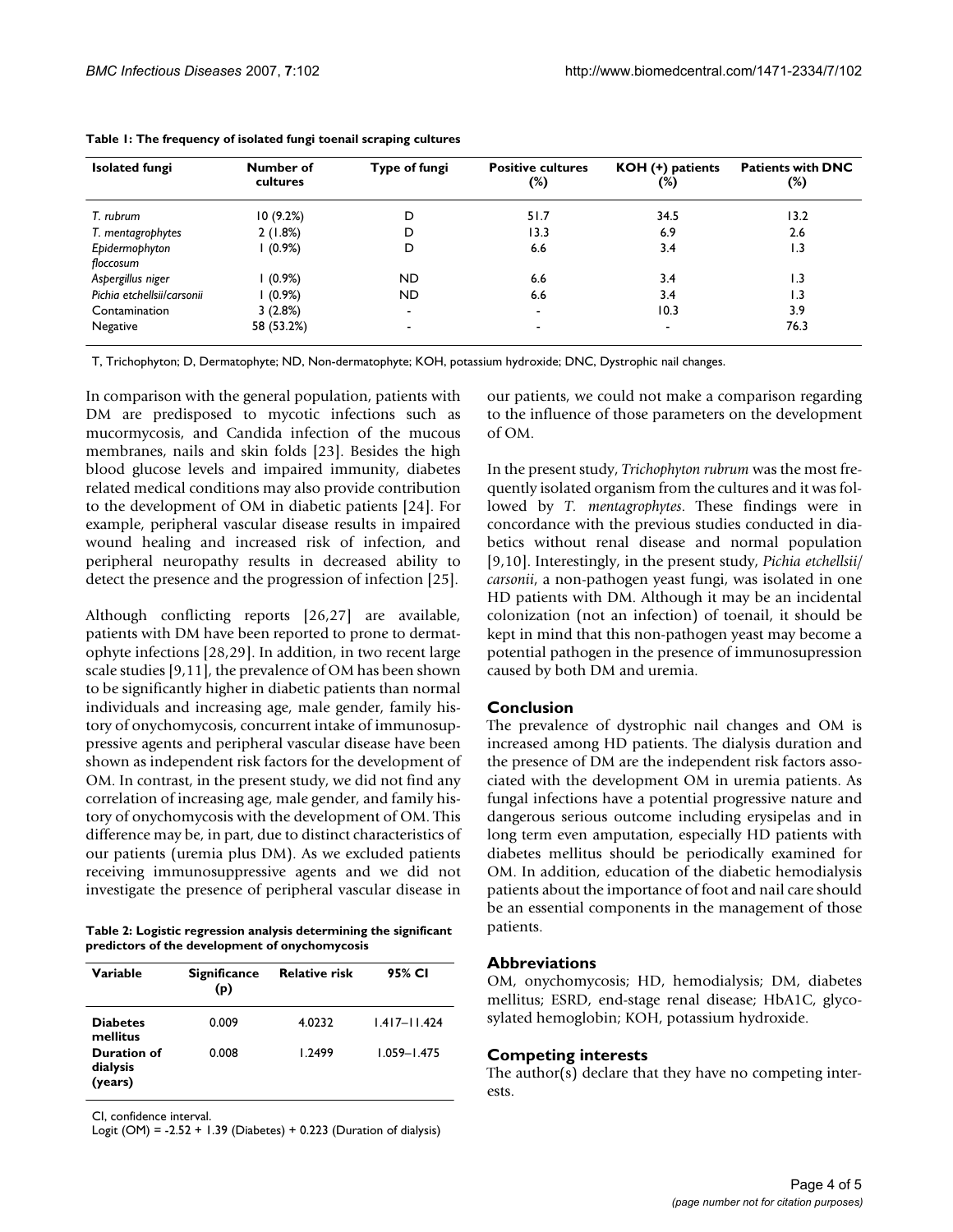**Table 1: The frequency of isolated fungi toenail scraping cultures**

| Isolated fungi | Number of cultures | Type of fungi | Positive cultures (%) | KOH (+) patients (%) | Patients with DNC (%) |
|---|---|---|---|---|---|
| *T. rubrum* | 10 (9.2%) | D | 51.7 | 34.5 | 13.2 |
| *T. mentagrophytes* | 2 (1.8%) | D | 13.3 | 6.9 | 2.6 |
| *Epidermophyton floccosum* | 1 (0.9%) | D | 6.6 | 3.4 | 1.3 |
| *Aspergillus niger* | 1 (0.9%) | ND | 6.6 | 3.4 | 1.3 |
| *Pichia etchellsii/carsonii* | 1 (0.9%) | ND | 6.6 | 3.4 | 1.3 |
| Contamination | 3 (2.8%) | - | - | 10.3 | 3.9 |
| Negative | 58 (53.2%) | - | - | - | 76.3 |

T, Trichophyton; D, Dermatophyte; ND, Non-dermatophyte; KOH, potassium hydroxide; DNC, Dystrophic nail changes.

In comparison with the general population, patients with DM are predisposed to mycotic infections such as mucormycosis, and Candida infection of the mucous membranes, nails and skin folds [23]. Besides the high blood glucose levels and impaired immunity, diabetes related medical conditions may also provide contribution to the development of OM in diabetic patients [24]. For example, peripheral vascular disease results in impaired wound healing and increased risk of infection, and peripheral neuropathy results in decreased ability to detect the presence and the progression of infection [25].

Although conflicting reports [26,27] are available, patients with DM have been reported to prone to dermatophyte infections [28,29]. In addition, in two recent large scale studies [9,11], the prevalence of OM has been shown to be significantly higher in diabetic patients than normal individuals and increasing age, male gender, family history of onychomycosis, concurrent intake of immunosuppressive agents and peripheral vascular disease have been shown as independent risk factors for the development of OM. In contrast, in the present study, we did not find any correlation of increasing age, male gender, and family history of onychomycosis with the development of OM. This difference may be, in part, due to distinct characteristics of our patients (uremia plus DM). As we excluded patients receiving immunosuppressive agents and we did not investigate the presence of peripheral vascular disease in our patients, we could not make a comparison regarding to the influence of those parameters on the development of OM.

**Table 2: Logistic regression analysis determining the significant predictors of the development of onychomycosis**

| Variable | Significance (p) | Relative risk | 95% CI |
|---|---|---|---|
| **Diabetes mellitus** | 0.009 | 4.0232 | 1.417–11.424 |
| **Duration of dialysis (years)** | 0.008 | 1.2499 | 1.059–1.475 |

CI, confidence interval.

Logit (OM) = -2.52 + 1.39 (Diabetes) + 0.223 (Duration of dialysis)

In the present study, *Trichophyton rubrum* was the most frequently isolated organism from the cultures and it was followed by *T. mentagrophytes*. These findings were in concordance with the previous studies conducted in diabetics without renal disease and normal population [9,10]. Interestingly, in the present study, *Pichia etchellsii/carsonii*, a non-pathogen yeast fungi, was isolated in one HD patients with DM. Although it may be an incidental colonization (not an infection) of toenail, it should be kept in mind that this non-pathogen yeast may become a potential pathogen in the presence of immunosupression caused by both DM and uremia.

## Conclusion

The prevalence of dystrophic nail changes and OM is increased among HD patients. The dialysis duration and the presence of DM are the independent risk factors associated with the development OM in uremia patients. As fungal infections have a potential progressive nature and dangerous serious outcome including erysipelas and in long term even amputation, especially HD patients with diabetes mellitus should be periodically examined for OM. In addition, education of the diabetic hemodialysis patients about the importance of foot and nail care should be an essential components in the management of those patients.

## Abbreviations

OM, onychomycosis; HD, hemodialysis; DM, diabetes mellitus; ESRD, end-stage renal disease; HbA1C, glycosylated hemoglobin; KOH, potassium hydroxide.

## Competing interests

The author(s) declare that they have no competing interests.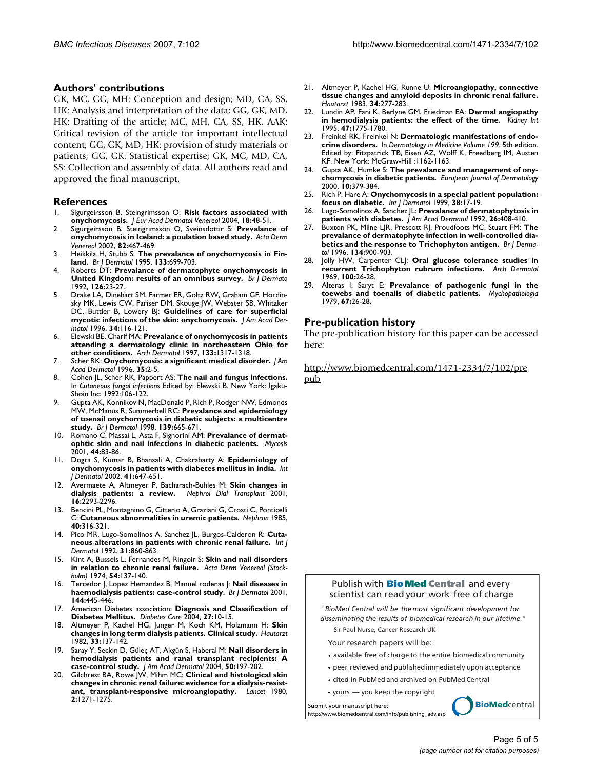## Authors' contributions

GK, MC, GG, MH: Conception and design; MD, CA, SS, HK: Analysis and interpretation of the data; GG, GK, MD, HK: Drafting of the article; MC, MH, CA, SS, HK, AAK: Critical revision of the article for important intellectual content; GG, GK, MD, HK: provision of study materials or patients; GG, GK: Statistical expertise; GK, MC, MD, CA, SS: Collection and assembly of data. All authors read and approved the final manuscript.

## References

1. Sigurgeirsson B, Steingrimsson O: **Risk factors associated with onychomycosis.** *J Eur Acad Dermatol Venereol* 2004, **18:**48-51.
2. Sigurgeirsson B, Steingrimsson O, Sveinsdottir S: **Prevalance of onychomycosis in Iceland: a poulation based study.** *Acta Derm Venereol* 2002, **82:**467-469.
3. Heikkila H, Stubb S: **The prevalance of onychomycosis in Finland.** *Br J Dermatol* 1995, **133:**699-703.
4. Roberts DT: **Prevalance of dermatophyte onychomycosis in United Kingdom: results of an omnibus survey.** *Br J Dermato* 1992, **126:**23-27.
5. Drake LA, Dinehart SM, Farmer ER, Goltz RW, Graham GF, Hordinsky MK, Lewis CW, Pariser DM, Skouge JW, Webster SB, Whitaker DC, Buttler B, Lowery BJ: **Guidelines of care for superficial mycotic infections of the skin: onychomycosis.** *J Am Acad Dermatol* 1996, **34:**116-121.
6. Elewski BE, Charif MA: **Prevalance of onychomycosis in patients attending a dermatology clinic in northeastern Ohio for other conditions.** *Arch Dermatol* 1997, **133:**1317-1318.
7. Scher RK: **Onychomycosis: a significant medical disorder.** *J Am Acad Dermatol* 1996, **35:**2-5.
8. Cohen JL, Scher RK, Pappert AS: **The nail and fungus infections.** In *Cutaneous fungal infections* Edited by: Elewski B. New York: Igaku-Shoin Inc; 1992:106-122.
9. Gupta AK, Konnikov N, MacDonald P, Rich P, Rodger NW, Edmonds MW, McManus R, Summerbell RC: **Prevalance and epidemiology of toenail onychomycosis in diabetic subjects: a multicentre study.** *Br J Dermatol* 1998, **139:**665-671.
10. Romano C, Massai L, Asta F, Signorini AM: **Prevalance of dermatophtic skin and nail infections in diabetic patients.** *Mycosis* 2001, **44:**83-86.
11. Dogra S, Kumar B, Bhansali A, Chakrabarty A: **Epidemiology of onychomycosis in patients with diabetes mellitus in India.** *Int J Dermatol* 2002, **41:**647-651.
12. Avermaete A, Altmeyer P, Bacharach-Buhles M: **Skin changes in dialysis patients: a review.** *Nephrol Dial Transplant* 2001, **16:**2293-2296.
13. Bencini PL, Montagnino G, Citterio A, Graziani G, Crosti C, Ponticelli C: **Cutaneous abnormalities in uremic patients.** *Nephron* 1985, **40:**316-321.
14. Pico MR, Lugo-Somolinos A, Sanchez JL, Burgos-Calderon R: **Cutaneous alterations in patients with chronic renal failure.** *Int J Dermatol* 1992, **31:**860-863.
15. Kint A, Bussels L, Fernandes M, Ringoir S: **Skin and nail disorders in relation to chronic renal failure.** *Acta Derm Venereol (Stockholm)* 1974, **54:**137-140.
16. Tercedor J, Lopez Hernandez B, Manuel rodenas J: **Nail diseases in haemodialysis patients: case-control study.** *Br J Dermatol* 2001, **144:**445-446.
17. American Diabetes association: **Diagnosis and Classification of Diabetes Mellitus.** *Diabetes Care* 2004, **27:**10-15.
18. Altmeyer P, Kachel HG, Junger M, Koch KM, Holzmann H: **Skin changes in long term dialysis patients. Clinical study.** *Hautarzt* 1982, **33:**137-142.
19. Saray Y, Seckin D, Güleç AT, Akgün S, Haberal M: **Nail disorders in hemodialysis patients and ranal transplant recipients: A case-control study.** *J Am Acad Dermatol* 2004, **50:**197-202.
20. Gilchrest BA, Rowe JW, Mihm MC: **Clinical and histological skin changes in chronic renal failure: evidence for a dialysis-resistant, transplant-responsive microangiopathy.** *Lancet* 1980, **2:**1271-1275.
21. Altmeyer P, Kachel HG, Runne U: **Microangiopathy, connective tissue changes and amyloid deposits in chronic renal failure.** *Hautarzt* 1983, **34:**277-283.
22. Lundin AP, Fani K, Berlyne GM, Friedman EA: **Dermal angiopathy in hemodialysis patients: the effect of the time.** *Kidney Int* 1995, **47:**1775-1780.
23. Freinkel RK, Freinkel N: **Dermatologic manifestations of endocrine disorders.** In *Dermatology in Medicine Volume 199*. 5th edition. Edited by: Fitzpatrick TB, Eisen AZ, Wolff K, Freedberg IM, Austen KF. New York: McGraw-Hill :1162-1163.
24. Gupta AK, Humke S: **The prevalance and management of onychomycosis in diabetic patients.** *European Journal of Dermatology* 2000, **10:**379-384.
25. Rich P, Hare A: **Onychomycosis in a special patient population: focus on diabetic.** *Int J Dermatol* 1999, **38:**17-19.
26. Lugo-Somolinos A, Sanchez JL: **Prevalance of dermatophytosis in patients with diabetes.** *J Am Acad Dermatol* 1992, **26:**408-410.
27. Buxton PK, Milne LJR, Prescott RJ, Proudfoots MC, Stuart FM: **The prevalance of dermatophyte infection in well-controlled diabetics and the response to Trichophyton antigen.** *Br J Dermatol* 1996, **134:**900-903.
28. Jolly HW, Carpenter CLJ: **Oral glucose tolerance studies in recurrent Trichophyton rubrum infections.** *Arch Dermatol* 1969, **100:**26-28.
29. Alteras I, Saryt E: **Prevalance of pathogenic fungi in the toewebs and toenails of diabetic patients.** *Mychopathologia* 1979, **67:**26-28.

## Pre-publication history

The pre-publication history for this paper can be accessed here:

http://www.biomedcentral.com/1471-2334/7/102/prepub

Publish with **BioMed Central** and every scientist can read your work free of charge

*"BioMed Central will be the most significant development for disseminating the results of biomedical research in our lifetime."*
Sir Paul Nurse, Cancer Research UK

Your research papers will be:

- available free of charge to the entire biomedical community
- peer reviewed and published immediately upon acceptance
- cited in PubMed and archived on PubMed Central
- yours — you keep the copyright

Submit your manuscript here:
http://www.biomedcentral.com/info/publishing_adv.asp

BioMedcentral